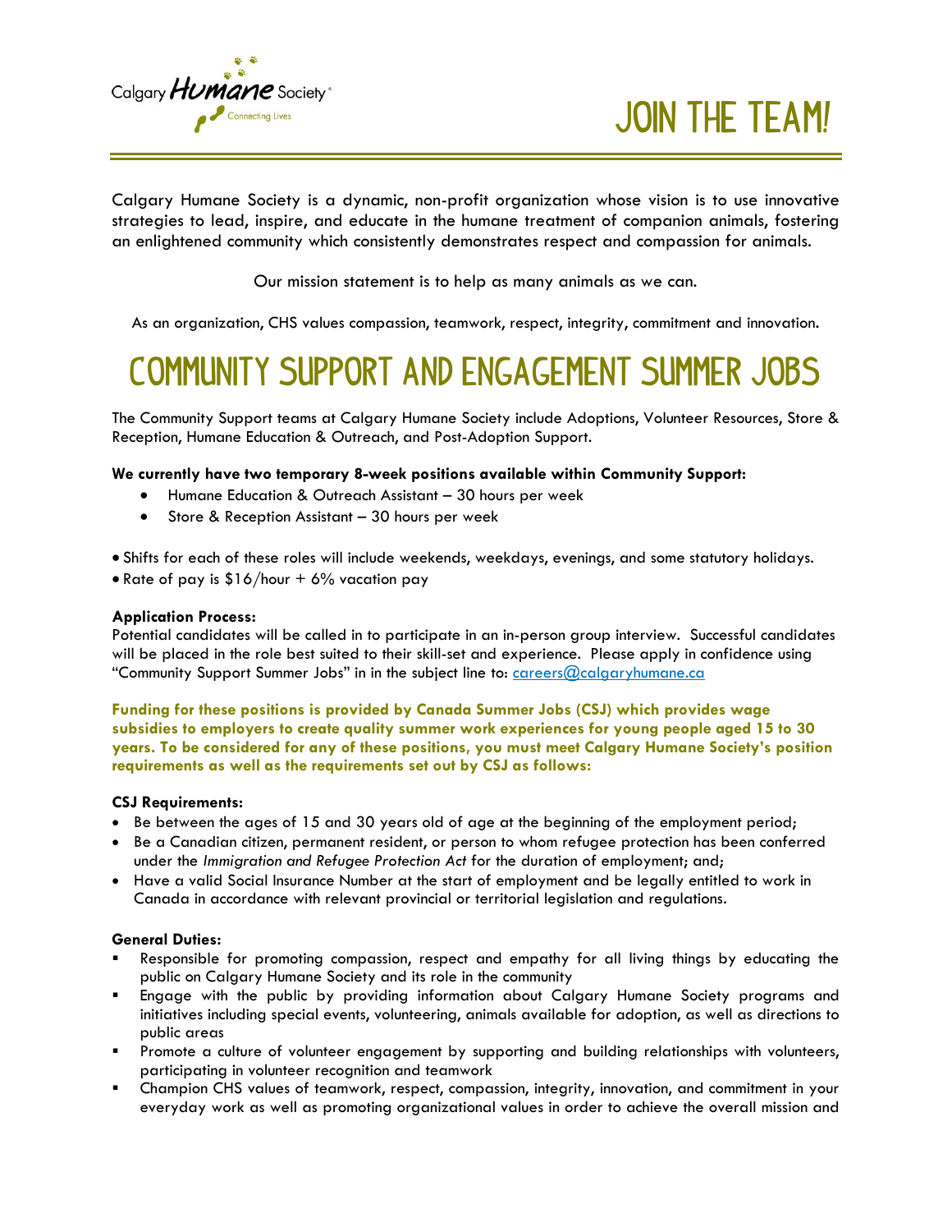Calgary Humane Society
Connecting Lives

# JOIN THE TEAM!

Calgary Humane Society is a dynamic, non-profit organization whose vision is to use innovative strategies to lead, inspire, and educate in the humane treatment of companion animals, fostering an enlightened community which consistently demonstrates respect and compassion for animals.

Our mission statement is to help as many animals as we can.

As an organization, CHS values compassion, teamwork, respect, integrity, commitment and innovation.

# COMMUNITY SUPPORT AND ENGAGEMENT SUMMER JOBS

The Community Support teams at Calgary Humane Society include Adoptions, Volunteer Resources, Store & Reception, Humane Education & Outreach, and Post-Adoption Support.

**We currently have two temporary 8-week positions available within Community Support:**

- Humane Education & Outreach Assistant – 30 hours per week
- Store & Reception Assistant – 30 hours per week

- Shifts for each of these roles will include weekends, weekdays, evenings, and some statutory holidays.
- Rate of pay is $16/hour + 6% vacation pay

**Application Process:**
Potential candidates will be called in to participate in an in-person group interview. Successful candidates will be placed in the role best suited to their skill-set and experience. Please apply in confidence using "Community Support Summer Jobs" in in the subject line to: careers@calgaryhumane.ca

**Funding for these positions is provided by Canada Summer Jobs (CSJ) which provides wage subsidies to employers to create quality summer work experiences for young people aged 15 to 30 years. To be considered for any of these positions, you must meet Calgary Humane Society's position requirements as well as the requirements set out by CSJ as follows:**

**CSJ Requirements:**

- Be between the ages of 15 and 30 years old of age at the beginning of the employment period;
- Be a Canadian citizen, permanent resident, or person to whom refugee protection has been conferred under the *Immigration and Refugee Protection Act* for the duration of employment; and;
- Have a valid Social Insurance Number at the start of employment and be legally entitled to work in Canada in accordance with relevant provincial or territorial legislation and regulations.

**General Duties:**

- Responsible for promoting compassion, respect and empathy for all living things by educating the public on Calgary Humane Society and its role in the community
- Engage with the public by providing information about Calgary Humane Society programs and initiatives including special events, volunteering, animals available for adoption, as well as directions to public areas
- Promote a culture of volunteer engagement by supporting and building relationships with volunteers, participating in volunteer recognition and teamwork
- Champion CHS values of teamwork, respect, compassion, integrity, innovation, and commitment in your everyday work as well as promoting organizational values in order to achieve the overall mission and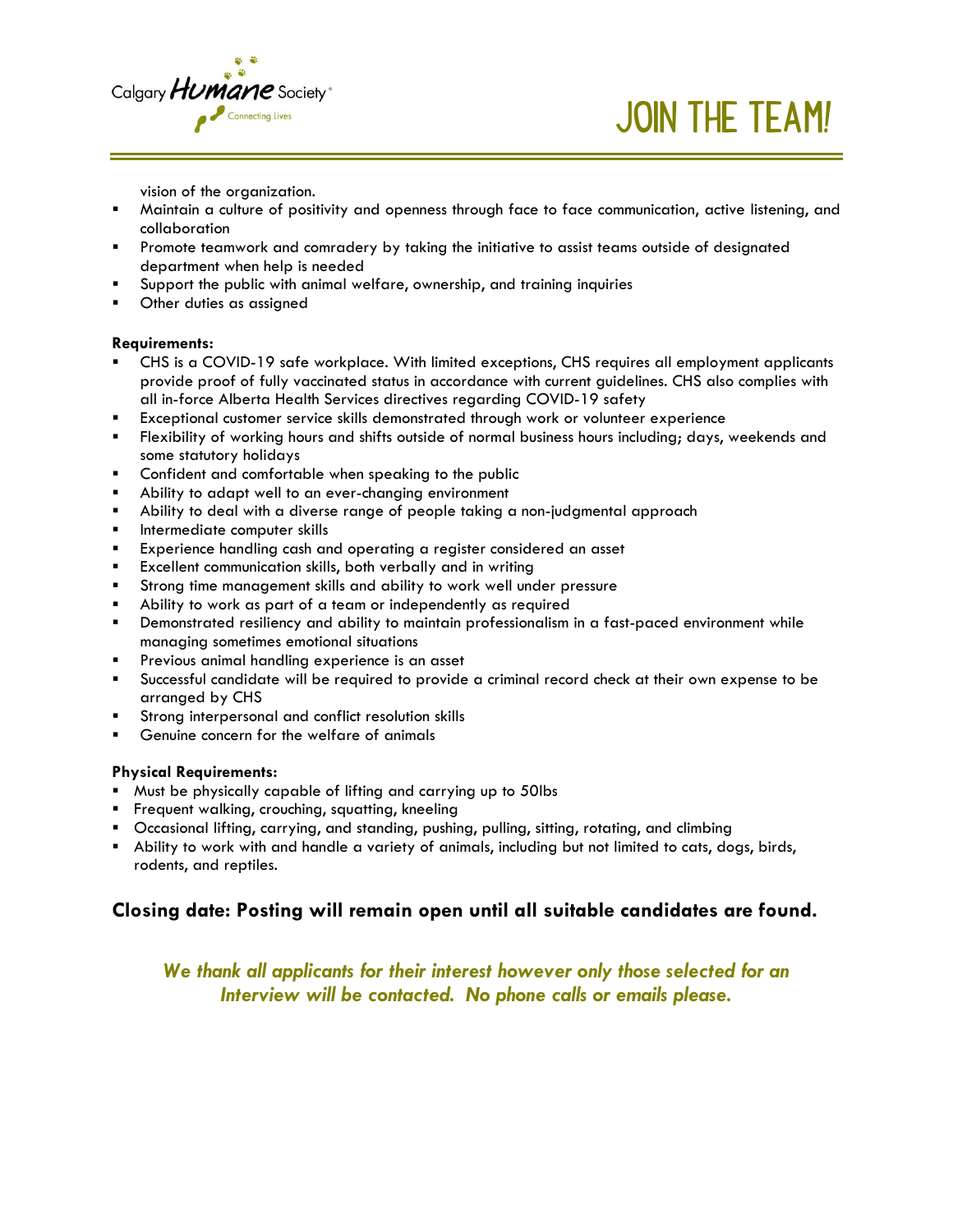vision of the organization.

- Maintain a culture of positivity and openness through face to face communication, active listening, and collaboration
- Promote teamwork and comradery by taking the initiative to assist teams outside of designated department when help is needed
- Support the public with animal welfare, ownership, and training inquiries
- Other duties as assigned

**Requirements:**

- CHS is a COVID-19 safe workplace. With limited exceptions, CHS requires all employment applicants provide proof of fully vaccinated status in accordance with current guidelines. CHS also complies with all in-force Alberta Health Services directives regarding COVID-19 safety
- Exceptional customer service skills demonstrated through work or volunteer experience
- Flexibility of working hours and shifts outside of normal business hours including; days, weekends and some statutory holidays
- Confident and comfortable when speaking to the public
- Ability to adapt well to an ever-changing environment
- Ability to deal with a diverse range of people taking a non-judgmental approach
- Intermediate computer skills
- Experience handling cash and operating a register considered an asset
- Excellent communication skills, both verbally and in writing
- Strong time management skills and ability to work well under pressure
- Ability to work as part of a team or independently as required
- Demonstrated resiliency and ability to maintain professionalism in a fast-paced environment while managing sometimes emotional situations
- Previous animal handling experience is an asset
- Successful candidate will be required to provide a criminal record check at their own expense to be arranged by CHS
- Strong interpersonal and conflict resolution skills
- Genuine concern for the welfare of animals

**Physical Requirements:**

- Must be physically capable of lifting and carrying up to 50lbs
- Frequent walking, crouching, squatting, kneeling
- Occasional lifting, carrying, and standing, pushing, pulling, sitting, rotating, and climbing
- Ability to work with and handle a variety of animals, including but not limited to cats, dogs, birds, rodents, and reptiles.

## Closing date: Posting will remain open until all suitable candidates are found.

***We thank all applicants for their interest however only those selected for an Interview will be contacted. No phone calls or emails please.***